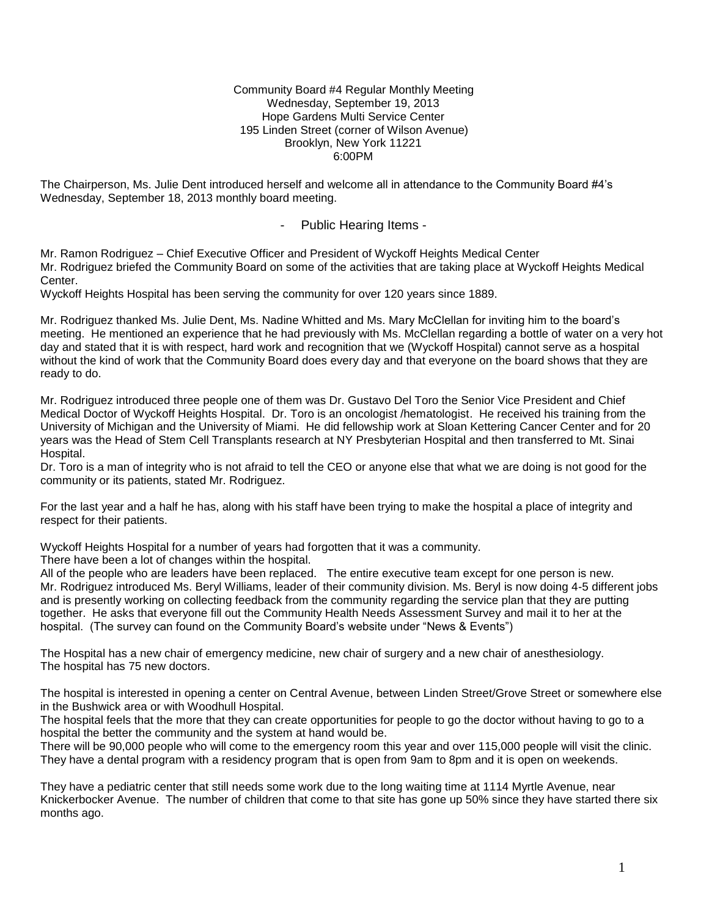Community Board #4 Regular Monthly Meeting
Wednesday, September 19, 2013
Hope Gardens Multi Service Center
195 Linden Street (corner of Wilson Avenue)
Brooklyn, New York 11221
6:00PM

The Chairperson, Ms. Julie Dent introduced herself and welcome all in attendance to the Community Board #4's Wednesday, September 18, 2013 monthly board meeting.

## - Public Hearing Items -

Mr. Ramon Rodriguez – Chief Executive Officer and President of Wyckoff Heights Medical Center
Mr. Rodriguez briefed the Community Board on some of the activities that are taking place at Wyckoff Heights Medical Center.
Wyckoff Heights Hospital has been serving the community for over 120 years since 1889.

Mr. Rodriguez thanked Ms. Julie Dent, Ms. Nadine Whitted and Ms. Mary McClellan for inviting him to the board's meeting. He mentioned an experience that he had previously with Ms. McClellan regarding a bottle of water on a very hot day and stated that it is with respect, hard work and recognition that we (Wyckoff Hospital) cannot serve as a hospital without the kind of work that the Community Board does every day and that everyone on the board shows that they are ready to do.

Mr. Rodriguez introduced three people one of them was Dr. Gustavo Del Toro the Senior Vice President and Chief Medical Doctor of Wyckoff Heights Hospital. Dr. Toro is an oncologist /hematologist. He received his training from the University of Michigan and the University of Miami. He did fellowship work at Sloan Kettering Cancer Center and for 20 years was the Head of Stem Cell Transplants research at NY Presbyterian Hospital and then transferred to Mt. Sinai Hospital.
Dr. Toro is a man of integrity who is not afraid to tell the CEO or anyone else that what we are doing is not good for the community or its patients, stated Mr. Rodriguez.

For the last year and a half he has, along with his staff have been trying to make the hospital a place of integrity and respect for their patients.

Wyckoff Heights Hospital for a number of years had forgotten that it was a community.
There have been a lot of changes within the hospital.
All of the people who are leaders have been replaced. The entire executive team except for one person is new.
Mr. Rodriguez introduced Ms. Beryl Williams, leader of their community division. Ms. Beryl is now doing 4-5 different jobs and is presently working on collecting feedback from the community regarding the service plan that they are putting together. He asks that everyone fill out the Community Health Needs Assessment Survey and mail it to her at the hospital. (The survey can found on the Community Board's website under "News & Events")

The Hospital has a new chair of emergency medicine, new chair of surgery and a new chair of anesthesiology.
The hospital has 75 new doctors.

The hospital is interested in opening a center on Central Avenue, between Linden Street/Grove Street or somewhere else in the Bushwick area or with Woodhull Hospital.
The hospital feels that the more that they can create opportunities for people to go the doctor without having to go to a hospital the better the community and the system at hand would be.
There will be 90,000 people who will come to the emergency room this year and over 115,000 people will visit the clinic.
They have a dental program with a residency program that is open from 9am to 8pm and it is open on weekends.

They have a pediatric center that still needs some work due to the long waiting time at 1114 Myrtle Avenue, near Knickerbocker Avenue. The number of children that come to that site has gone up 50% since they have started there six months ago.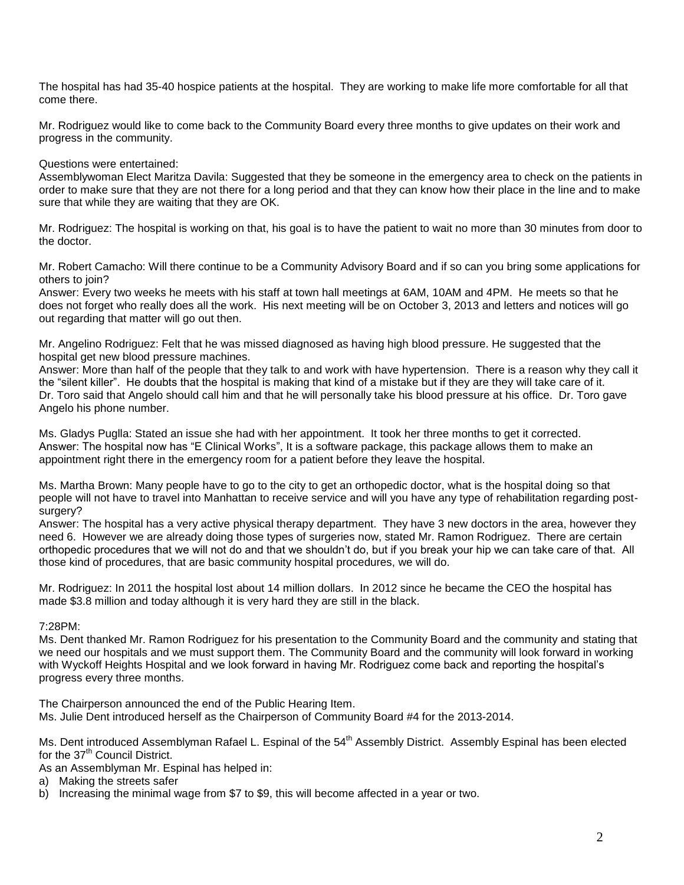The hospital has had 35-40 hospice patients at the hospital. They are working to make life more comfortable for all that come there.

Mr. Rodriguez would like to come back to the Community Board every three months to give updates on their work and progress in the community.

Questions were entertained:
Assemblywoman Elect Maritza Davila: Suggested that they be someone in the emergency area to check on the patients in order to make sure that they are not there for a long period and that they can know how their place in the line and to make sure that while they are waiting that they are OK.

Mr. Rodriguez: The hospital is working on that, his goal is to have the patient to wait no more than 30 minutes from door to the doctor.

Mr. Robert Camacho: Will there continue to be a Community Advisory Board and if so can you bring some applications for others to join?
Answer: Every two weeks he meets with his staff at town hall meetings at 6AM, 10AM and 4PM. He meets so that he does not forget who really does all the work. His next meeting will be on October 3, 2013 and letters and notices will go out regarding that matter will go out then.

Mr. Angelino Rodriguez: Felt that he was missed diagnosed as having high blood pressure. He suggested that the hospital get new blood pressure machines.
Answer: More than half of the people that they talk to and work with have hypertension. There is a reason why they call it the "silent killer". He doubts that the hospital is making that kind of a mistake but if they are they will take care of it. Dr. Toro said that Angelo should call him and that he will personally take his blood pressure at his office. Dr. Toro gave Angelo his phone number.

Ms. Gladys Puglla: Stated an issue she had with her appointment. It took her three months to get it corrected.
Answer: The hospital now has "E Clinical Works", It is a software package, this package allows them to make an appointment right there in the emergency room for a patient before they leave the hospital.

Ms. Martha Brown: Many people have to go to the city to get an orthopedic doctor, what is the hospital doing so that people will not have to travel into Manhattan to receive service and will you have any type of rehabilitation regarding post-surgery?
Answer: The hospital has a very active physical therapy department. They have 3 new doctors in the area, however they need 6. However we are already doing those types of surgeries now, stated Mr. Ramon Rodriguez. There are certain orthopedic procedures that we will not do and that we shouldn't do, but if you break your hip we can take care of that. All those kind of procedures, that are basic community hospital procedures, we will do.

Mr. Rodriguez: In 2011 the hospital lost about 14 million dollars. In 2012 since he became the CEO the hospital has made $3.8 million and today although it is very hard they are still in the black.

7:28PM:
Ms. Dent thanked Mr. Ramon Rodriguez for his presentation to the Community Board and the community and stating that we need our hospitals and we must support them. The Community Board and the community will look forward in working with Wyckoff Heights Hospital and we look forward in having Mr. Rodriguez come back and reporting the hospital's progress every three months.

The Chairperson announced the end of the Public Hearing Item.
Ms. Julie Dent introduced herself as the Chairperson of Community Board #4 for the 2013-2014.

Ms. Dent introduced Assemblyman Rafael L. Espinal of the 54th Assembly District. Assembly Espinal has been elected for the 37th Council District.
As an Assemblyman Mr. Espinal has helped in:

a) Making the streets safer
b) Increasing the minimal wage from $7 to $9, this will become affected in a year or two.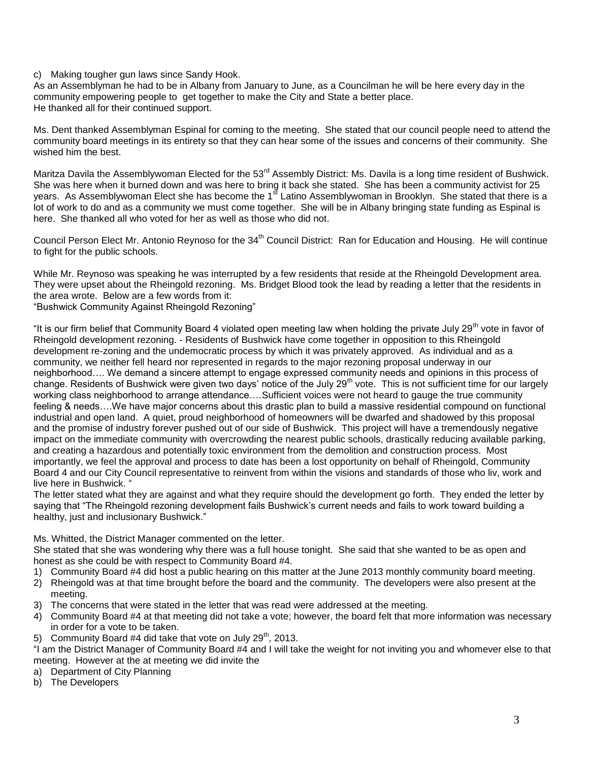c) Making tougher gun laws since Sandy Hook.
As an Assemblyman he had to be in Albany from January to June, as a Councilman he will be here every day in the community empowering people to get together to make the City and State a better place.
He thanked all for their continued support.

Ms. Dent thanked Assemblyman Espinal for coming to the meeting. She stated that our council people need to attend the community board meetings in its entirety so that they can hear some of the issues and concerns of their community. She wished him the best.

Maritza Davila the Assemblywoman Elected for the 53rd Assembly District: Ms. Davila is a long time resident of Bushwick. She was here when it burned down and was here to bring it back she stated. She has been a community activist for 25 years. As Assemblywoman Elect she has become the 1st Latino Assemblywoman in Brooklyn. She stated that there is a lot of work to do and as a community we must come together. She will be in Albany bringing state funding as Espinal is here. She thanked all who voted for her as well as those who did not.

Council Person Elect Mr. Antonio Reynoso for the 34th Council District: Ran for Education and Housing. He will continue to fight for the public schools.

While Mr. Reynoso was speaking he was interrupted by a few residents that reside at the Rheingold Development area. They were upset about the Rheingold rezoning. Ms. Bridget Blood took the lead by reading a letter that the residents in the area wrote. Below are a few words from it:
"Bushwick Community Against Rheingold Rezoning"

"It is our firm belief that Community Board 4 violated open meeting law when holding the private July 29th vote in favor of Rheingold development rezoning. - Residents of Bushwick have come together in opposition to this Rheingold development re-zoning and the undemocratic process by which it was privately approved. As individual and as a community, we neither fell heard nor represented in regards to the major rezoning proposal underway in our neighborhood…. We demand a sincere attempt to engage expressed community needs and opinions in this process of change. Residents of Bushwick were given two days' notice of the July 29th vote. This is not sufficient time for our largely working class neighborhood to arrange attendance….Sufficient voices were not heard to gauge the true community feeling & needs….We have major concerns about this drastic plan to build a massive residential compound on functional industrial and open land. A quiet, proud neighborhood of homeowners will be dwarfed and shadowed by this proposal and the promise of industry forever pushed out of our side of Bushwick. This project will have a tremendously negative impact on the immediate community with overcrowding the nearest public schools, drastically reducing available parking, and creating a hazardous and potentially toxic environment from the demolition and construction process. Most importantly, we feel the approval and process to date has been a lost opportunity on behalf of Rheingold, Community Board 4 and our City Council representative to reinvent from within the visions and standards of those who liv, work and live here in Bushwick. "
The letter stated what they are against and what they require should the development go forth. They ended the letter by saying that "The Rheingold rezoning development fails Bushwick's current needs and fails to work toward building a healthy, just and inclusionary Bushwick."

Ms. Whitted, the District Manager commented on the letter.
She stated that she was wondering why there was a full house tonight. She said that she wanted to be as open and honest as she could be with respect to Community Board #4.

1) Community Board #4 did host a public hearing on this matter at the June 2013 monthly community board meeting.
2) Rheingold was at that time brought before the board and the community. The developers were also present at the meeting.
3) The concerns that were stated in the letter that was read were addressed at the meeting.
4) Community Board #4 at that meeting did not take a vote; however, the board felt that more information was necessary in order for a vote to be taken.
5) Community Board #4 did take that vote on July 29th, 2013.

"I am the District Manager of Community Board #4 and I will take the weight for not inviting you and whomever else to that meeting. However at the at meeting we did invite the

a) Department of City Planning
b) The Developers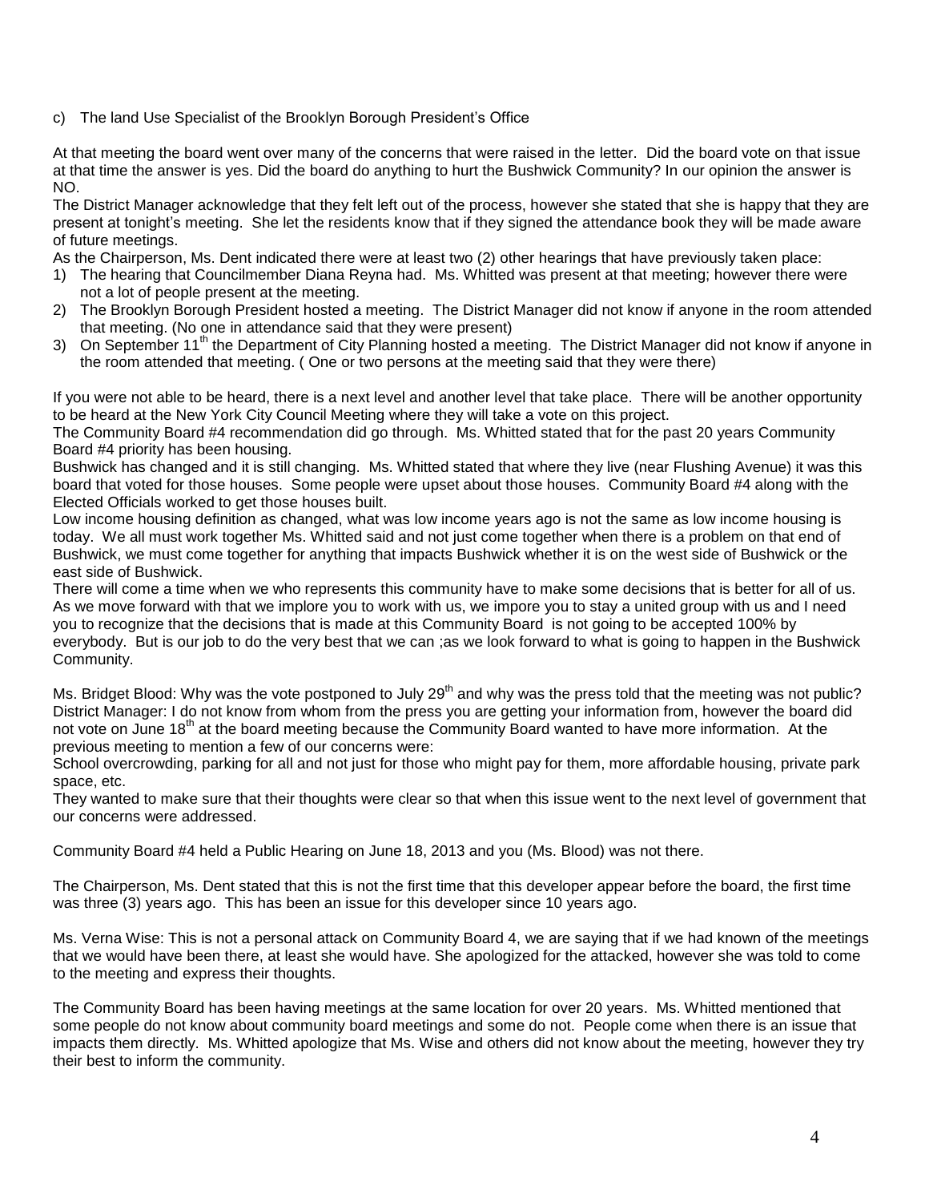c) The land Use Specialist of the Brooklyn Borough President's Office

At that meeting the board went over many of the concerns that were raised in the letter. Did the board vote on that issue at that time the answer is yes. Did the board do anything to hurt the Bushwick Community? In our opinion the answer is NO.

The District Manager acknowledge that they felt left out of the process, however she stated that she is happy that they are present at tonight's meeting. She let the residents know that if they signed the attendance book they will be made aware of future meetings.

As the Chairperson, Ms. Dent indicated there were at least two (2) other hearings that have previously taken place:

1) The hearing that Councilmember Diana Reyna had. Ms. Whitted was present at that meeting; however there were not a lot of people present at the meeting.
2) The Brooklyn Borough President hosted a meeting. The District Manager did not know if anyone in the room attended that meeting. (No one in attendance said that they were present)
3) On September 11th the Department of City Planning hosted a meeting. The District Manager did not know if anyone in the room attended that meeting. ( One or two persons at the meeting said that they were there)

If you were not able to be heard, there is a next level and another level that take place. There will be another opportunity to be heard at the New York City Council Meeting where they will take a vote on this project.

The Community Board #4 recommendation did go through. Ms. Whitted stated that for the past 20 years Community Board #4 priority has been housing.

Bushwick has changed and it is still changing. Ms. Whitted stated that where they live (near Flushing Avenue) it was this board that voted for those houses. Some people were upset about those houses. Community Board #4 along with the Elected Officials worked to get those houses built.

Low income housing definition as changed, what was low income years ago is not the same as low income housing is today. We all must work together Ms. Whitted said and not just come together when there is a problem on that end of Bushwick, we must come together for anything that impacts Bushwick whether it is on the west side of Bushwick or the east side of Bushwick.

There will come a time when we who represents this community have to make some decisions that is better for all of us. As we move forward with that we implore you to work with us, we impore you to stay a united group with us and I need you to recognize that the decisions that is made at this Community Board is not going to be accepted 100% by everybody. But is our job to do the very best that we can ;as we look forward to what is going to happen in the Bushwick Community.

Ms. Bridget Blood: Why was the vote postponed to July 29th and why was the press told that the meeting was not public? District Manager: I do not know from whom from the press you are getting your information from, however the board did not vote on June 18th at the board meeting because the Community Board wanted to have more information. At the previous meeting to mention a few of our concerns were:

School overcrowding, parking for all and not just for those who might pay for them, more affordable housing, private park space, etc.

They wanted to make sure that their thoughts were clear so that when this issue went to the next level of government that our concerns were addressed.

Community Board #4 held a Public Hearing on June 18, 2013 and you (Ms. Blood) was not there.

The Chairperson, Ms. Dent stated that this is not the first time that this developer appear before the board, the first time was three (3) years ago. This has been an issue for this developer since 10 years ago.

Ms. Verna Wise: This is not a personal attack on Community Board 4, we are saying that if we had known of the meetings that we would have been there, at least she would have. She apologized for the attacked, however she was told to come to the meeting and express their thoughts.

The Community Board has been having meetings at the same location for over 20 years. Ms. Whitted mentioned that some people do not know about community board meetings and some do not. People come when there is an issue that impacts them directly. Ms. Whitted apologize that Ms. Wise and others did not know about the meeting, however they try their best to inform the community.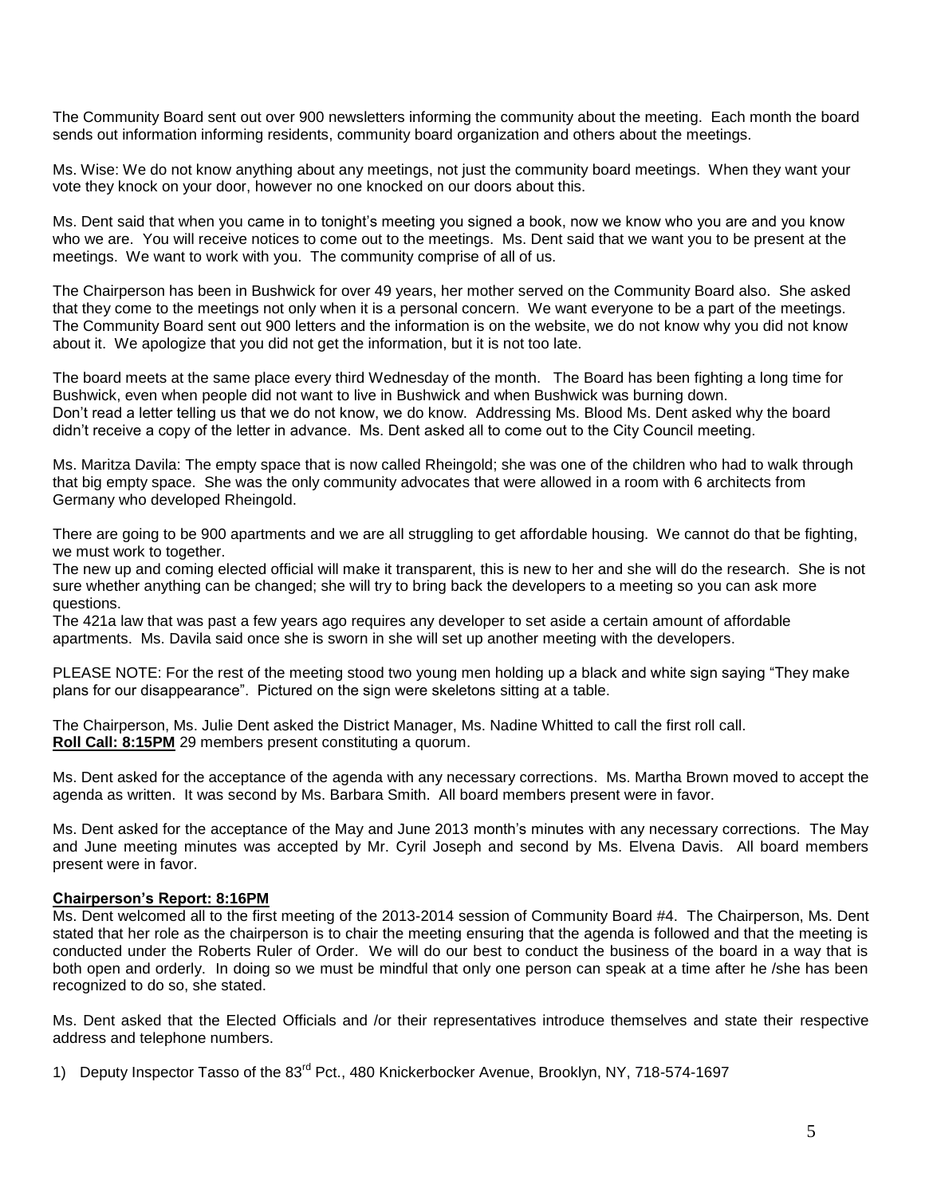The Community Board sent out over 900 newsletters informing the community about the meeting. Each month the board sends out information informing residents, community board organization and others about the meetings.

Ms. Wise: We do not know anything about any meetings, not just the community board meetings. When they want your vote they knock on your door, however no one knocked on our doors about this.

Ms. Dent said that when you came in to tonight's meeting you signed a book, now we know who you are and you know who we are. You will receive notices to come out to the meetings. Ms. Dent said that we want you to be present at the meetings. We want to work with you. The community comprise of all of us.

The Chairperson has been in Bushwick for over 49 years, her mother served on the Community Board also. She asked that they come to the meetings not only when it is a personal concern. We want everyone to be a part of the meetings. The Community Board sent out 900 letters and the information is on the website, we do not know why you did not know about it. We apologize that you did not get the information, but it is not too late.

The board meets at the same place every third Wednesday of the month. The Board has been fighting a long time for Bushwick, even when people did not want to live in Bushwick and when Bushwick was burning down.
Don't read a letter telling us that we do not know, we do know. Addressing Ms. Blood Ms. Dent asked why the board didn't receive a copy of the letter in advance. Ms. Dent asked all to come out to the City Council meeting.

Ms. Maritza Davila: The empty space that is now called Rheingold; she was one of the children who had to walk through that big empty space. She was the only community advocates that were allowed in a room with 6 architects from Germany who developed Rheingold.

There are going to be 900 apartments and we are all struggling to get affordable housing. We cannot do that be fighting, we must work to together.
The new up and coming elected official will make it transparent, this is new to her and she will do the research. She is not sure whether anything can be changed; she will try to bring back the developers to a meeting so you can ask more questions.
The 421a law that was past a few years ago requires any developer to set aside a certain amount of affordable apartments. Ms. Davila said once she is sworn in she will set up another meeting with the developers.

PLEASE NOTE: For the rest of the meeting stood two young men holding up a black and white sign saying "They make plans for our disappearance". Pictured on the sign were skeletons sitting at a table.

The Chairperson, Ms. Julie Dent asked the District Manager, Ms. Nadine Whitted to call the first roll call.
**Roll Call: 8:15PM** 29 members present constituting a quorum.

Ms. Dent asked for the acceptance of the agenda with any necessary corrections. Ms. Martha Brown moved to accept the agenda as written. It was second by Ms. Barbara Smith. All board members present were in favor.

Ms. Dent asked for the acceptance of the May and June 2013 month's minutes with any necessary corrections. The May and June meeting minutes was accepted by Mr. Cyril Joseph and second by Ms. Elvena Davis. All board members present were in favor.

**Chairperson's Report: 8:16PM**
Ms. Dent welcomed all to the first meeting of the 2013-2014 session of Community Board #4. The Chairperson, Ms. Dent stated that her role as the chairperson is to chair the meeting ensuring that the agenda is followed and that the meeting is conducted under the Roberts Ruler of Order. We will do our best to conduct the business of the board in a way that is both open and orderly. In doing so we must be mindful that only one person can speak at a time after he /she has been recognized to do so, she stated.

Ms. Dent asked that the Elected Officials and /or their representatives introduce themselves and state their respective address and telephone numbers.

1) Deputy Inspector Tasso of the 83rd Pct., 480 Knickerbocker Avenue, Brooklyn, NY, 718-574-1697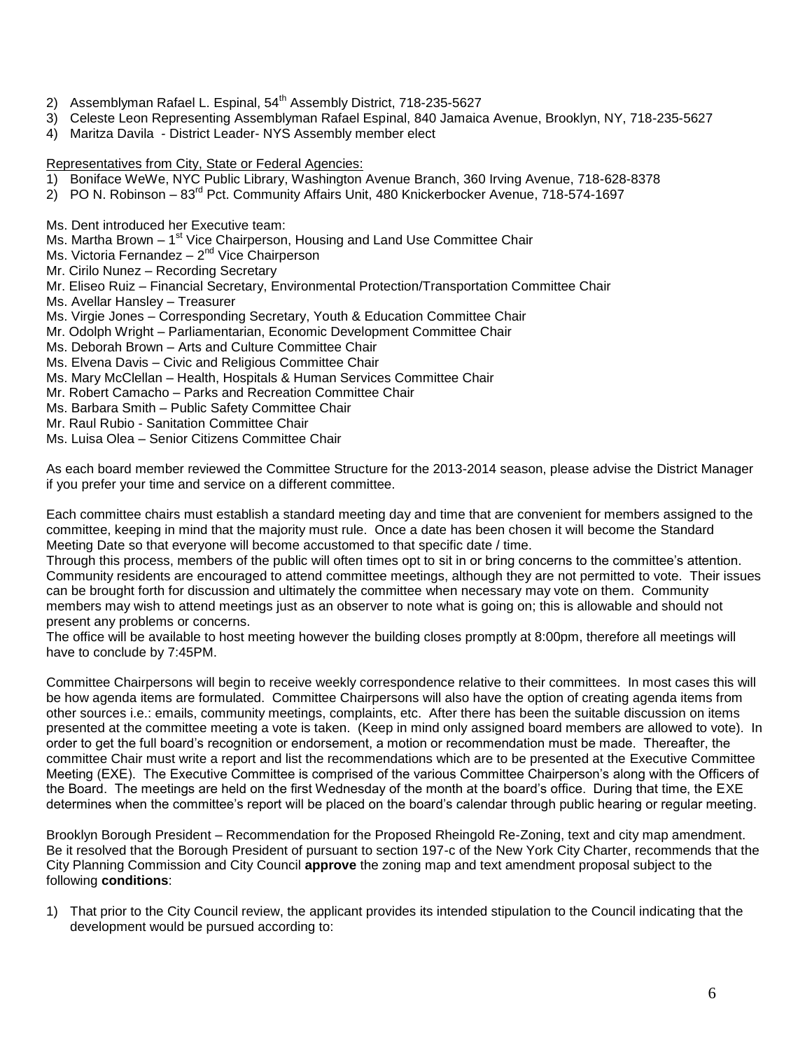2) Assemblyman Rafael L. Espinal, 54th Assembly District, 718-235-5627
3) Celeste Leon Representing Assemblyman Rafael Espinal, 840 Jamaica Avenue, Brooklyn, NY, 718-235-5627
4) Maritza Davila - District Leader- NYS Assembly member elect

Representatives from City, State or Federal Agencies:

1) Boniface WeWe, NYC Public Library, Washington Avenue Branch, 360 Irving Avenue, 718-628-8378
2) PO N. Robinson – 83rd Pct. Community Affairs Unit, 480 Knickerbocker Avenue, 718-574-1697

Ms. Dent introduced her Executive team:
Ms. Martha Brown – 1st Vice Chairperson, Housing and Land Use Committee Chair
Ms. Victoria Fernandez – 2nd Vice Chairperson
Mr. Cirilo Nunez – Recording Secretary
Mr. Eliseo Ruiz – Financial Secretary, Environmental Protection/Transportation Committee Chair
Ms. Avellar Hansley – Treasurer
Ms. Virgie Jones – Corresponding Secretary, Youth & Education Committee Chair
Mr. Odolph Wright – Parliamentarian, Economic Development Committee Chair
Ms. Deborah Brown – Arts and Culture Committee Chair
Ms. Elvena Davis – Civic and Religious Committee Chair
Ms. Mary McClellan – Health, Hospitals & Human Services Committee Chair
Mr. Robert Camacho – Parks and Recreation Committee Chair
Ms. Barbara Smith – Public Safety Committee Chair
Mr. Raul Rubio - Sanitation Committee Chair
Ms. Luisa Olea – Senior Citizens Committee Chair

As each board member reviewed the Committee Structure for the 2013-2014 season, please advise the District Manager if you prefer your time and service on a different committee.

Each committee chairs must establish a standard meeting day and time that are convenient for members assigned to the committee, keeping in mind that the majority must rule. Once a date has been chosen it will become the Standard Meeting Date so that everyone will become accustomed to that specific date / time.
Through this process, members of the public will often times opt to sit in or bring concerns to the committee's attention. Community residents are encouraged to attend committee meetings, although they are not permitted to vote. Their issues can be brought forth for discussion and ultimately the committee when necessary may vote on them. Community members may wish to attend meetings just as an observer to note what is going on; this is allowable and should not present any problems or concerns.
The office will be available to host meeting however the building closes promptly at 8:00pm, therefore all meetings will have to conclude by 7:45PM.

Committee Chairpersons will begin to receive weekly correspondence relative to their committees. In most cases this will be how agenda items are formulated. Committee Chairpersons will also have the option of creating agenda items from other sources i.e.: emails, community meetings, complaints, etc. After there has been the suitable discussion on items presented at the committee meeting a vote is taken. (Keep in mind only assigned board members are allowed to vote). In order to get the full board's recognition or endorsement, a motion or recommendation must be made. Thereafter, the committee Chair must write a report and list the recommendations which are to be presented at the Executive Committee Meeting (EXE). The Executive Committee is comprised of the various Committee Chairperson's along with the Officers of the Board. The meetings are held on the first Wednesday of the month at the board's office. During that time, the EXE determines when the committee's report will be placed on the board's calendar through public hearing or regular meeting.

Brooklyn Borough President – Recommendation for the Proposed Rheingold Re-Zoning, text and city map amendment. Be it resolved that the Borough President of pursuant to section 197-c of the New York City Charter, recommends that the City Planning Commission and City Council **approve** the zoning map and text amendment proposal subject to the following **conditions**:

1) That prior to the City Council review, the applicant provides its intended stipulation to the Council indicating that the development would be pursued according to: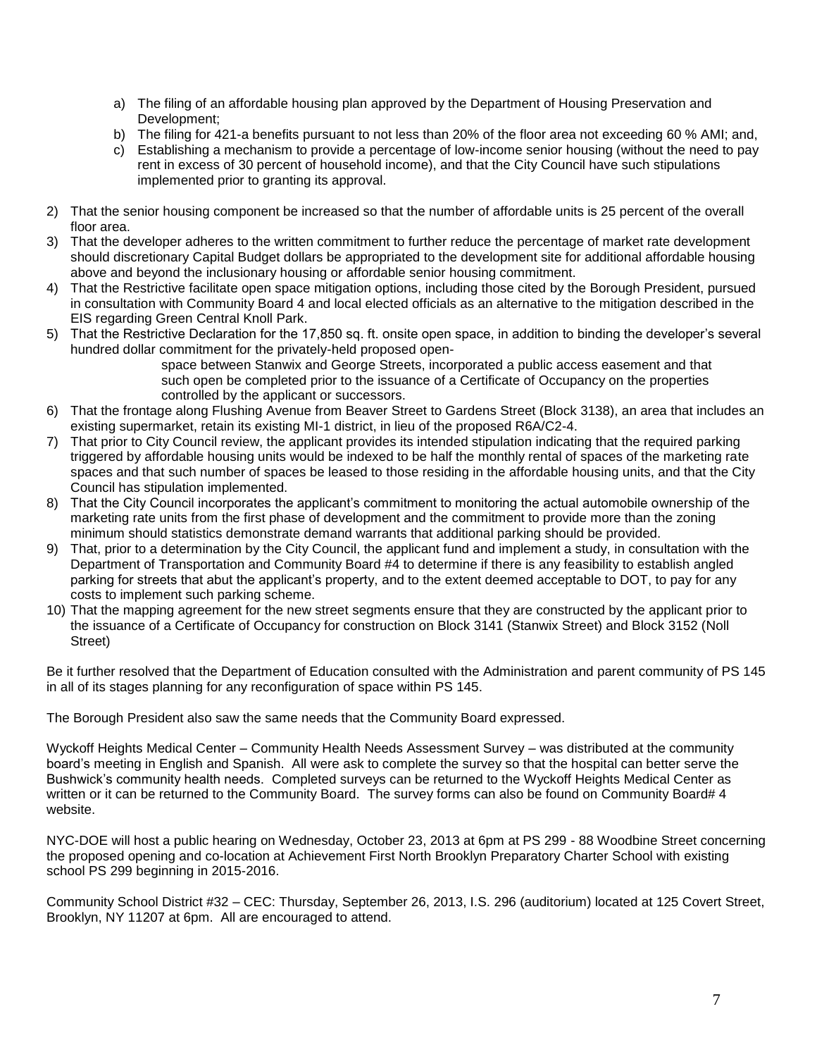a) The filing of an affordable housing plan approved by the Department of Housing Preservation and Development;
   b) The filing for 421-a benefits pursuant to not less than 20% of the floor area not exceeding 60 % AMI; and,
   c) Establishing a mechanism to provide a percentage of low-income senior housing (without the need to pay rent in excess of 30 percent of household income), and that the City Council have such stipulations implemented prior to granting its approval.

2) That the senior housing component be increased so that the number of affordable units is 25 percent of the overall floor area.
3) That the developer adheres to the written commitment to further reduce the percentage of market rate development should discretionary Capital Budget dollars be appropriated to the development site for additional affordable housing above and beyond the inclusionary housing or affordable senior housing commitment.
4) That the Restrictive facilitate open space mitigation options, including those cited by the Borough President, pursued in consultation with Community Board 4 and local elected officials as an alternative to the mitigation described in the EIS regarding Green Central Knoll Park.
5) That the Restrictive Declaration for the 17,850 sq. ft. onsite open space, in addition to binding the developer's several hundred dollar commitment for the privately-held proposed open-space between Stanwix and George Streets, incorporated a public access easement and that such open be completed prior to the issuance of a Certificate of Occupancy on the properties controlled by the applicant or successors.
6) That the frontage along Flushing Avenue from Beaver Street to Gardens Street (Block 3138), an area that includes an existing supermarket, retain its existing MI-1 district, in lieu of the proposed R6A/C2-4.
7) That prior to City Council review, the applicant provides its intended stipulation indicating that the required parking triggered by affordable housing units would be indexed to be half the monthly rental of spaces of the marketing rate spaces and that such number of spaces be leased to those residing in the affordable housing units, and that the City Council has stipulation implemented.
8) That the City Council incorporates the applicant's commitment to monitoring the actual automobile ownership of the marketing rate units from the first phase of development and the commitment to provide more than the zoning minimum should statistics demonstrate demand warrants that additional parking should be provided.
9) That, prior to a determination by the City Council, the applicant fund and implement a study, in consultation with the Department of Transportation and Community Board #4 to determine if there is any feasibility to establish angled parking for streets that abut the applicant's property, and to the extent deemed acceptable to DOT, to pay for any costs to implement such parking scheme.
10) That the mapping agreement for the new street segments ensure that they are constructed by the applicant prior to the issuance of a Certificate of Occupancy for construction on Block 3141 (Stanwix Street) and Block 3152 (Noll Street)

Be it further resolved that the Department of Education consulted with the Administration and parent community of PS 145 in all of its stages planning for any reconfiguration of space within PS 145.

The Borough President also saw the same needs that the Community Board expressed.

Wyckoff Heights Medical Center – Community Health Needs Assessment Survey – was distributed at the community board's meeting in English and Spanish. All were ask to complete the survey so that the hospital can better serve the Bushwick's community health needs. Completed surveys can be returned to the Wyckoff Heights Medical Center as written or it can be returned to the Community Board. The survey forms can also be found on Community Board# 4 website.

NYC-DOE will host a public hearing on Wednesday, October 23, 2013 at 6pm at PS 299 - 88 Woodbine Street concerning the proposed opening and co-location at Achievement First North Brooklyn Preparatory Charter School with existing school PS 299 beginning in 2015-2016.

Community School District #32 – CEC: Thursday, September 26, 2013, I.S. 296 (auditorium) located at 125 Covert Street, Brooklyn, NY 11207 at 6pm. All are encouraged to attend.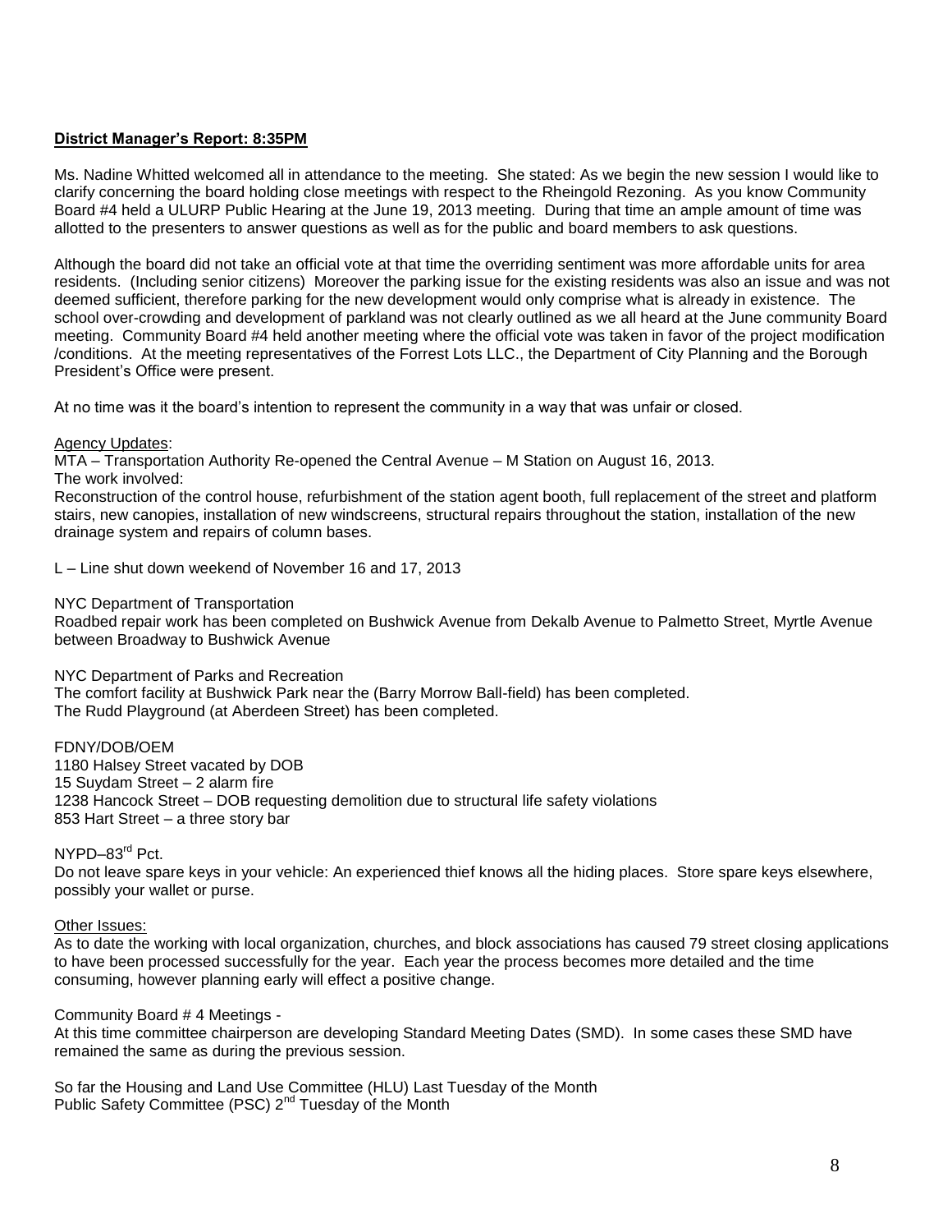**District Manager's Report: 8:35PM**

Ms. Nadine Whitted welcomed all in attendance to the meeting. She stated: As we begin the new session I would like to clarify concerning the board holding close meetings with respect to the Rheingold Rezoning. As you know Community Board #4 held a ULURP Public Hearing at the June 19, 2013 meeting. During that time an ample amount of time was allotted to the presenters to answer questions as well as for the public and board members to ask questions.

Although the board did not take an official vote at that time the overriding sentiment was more affordable units for area residents. (Including senior citizens) Moreover the parking issue for the existing residents was also an issue and was not deemed sufficient, therefore parking for the new development would only comprise what is already in existence. The school over-crowding and development of parkland was not clearly outlined as we all heard at the June community Board meeting. Community Board #4 held another meeting where the official vote was taken in favor of the project modification /conditions. At the meeting representatives of the Forrest Lots LLC., the Department of City Planning and the Borough President's Office were present.

At no time was it the board's intention to represent the community in a way that was unfair or closed.

Agency Updates:

MTA – Transportation Authority Re-opened the Central Avenue – M Station on August 16, 2013.
The work involved:
Reconstruction of the control house, refurbishment of the station agent booth, full replacement of the street and platform stairs, new canopies, installation of new windscreens, structural repairs throughout the station, installation of the new drainage system and repairs of column bases.

L – Line shut down weekend of November 16 and 17, 2013

NYC Department of Transportation
Roadbed repair work has been completed on Bushwick Avenue from Dekalb Avenue to Palmetto Street, Myrtle Avenue between Broadway to Bushwick Avenue

NYC Department of Parks and Recreation
The comfort facility at Bushwick Park near the (Barry Morrow Ball-field) has been completed.
The Rudd Playground (at Aberdeen Street) has been completed.

FDNY/DOB/OEM
1180 Halsey Street vacated by DOB
15 Suydam Street – 2 alarm fire
1238 Hancock Street – DOB requesting demolition due to structural life safety violations
853 Hart Street – a three story bar

NYPD–83rd Pct.
Do not leave spare keys in your vehicle: An experienced thief knows all the hiding places. Store spare keys elsewhere, possibly your wallet or purse.

Other Issues:

As to date the working with local organization, churches, and block associations has caused 79 street closing applications to have been processed successfully for the year. Each year the process becomes more detailed and the time consuming, however planning early will effect a positive change.

Community Board # 4 Meetings -
At this time committee chairperson are developing Standard Meeting Dates (SMD). In some cases these SMD have remained the same as during the previous session.

So far the Housing and Land Use Committee (HLU) Last Tuesday of the Month
Public Safety Committee (PSC) 2nd Tuesday of the Month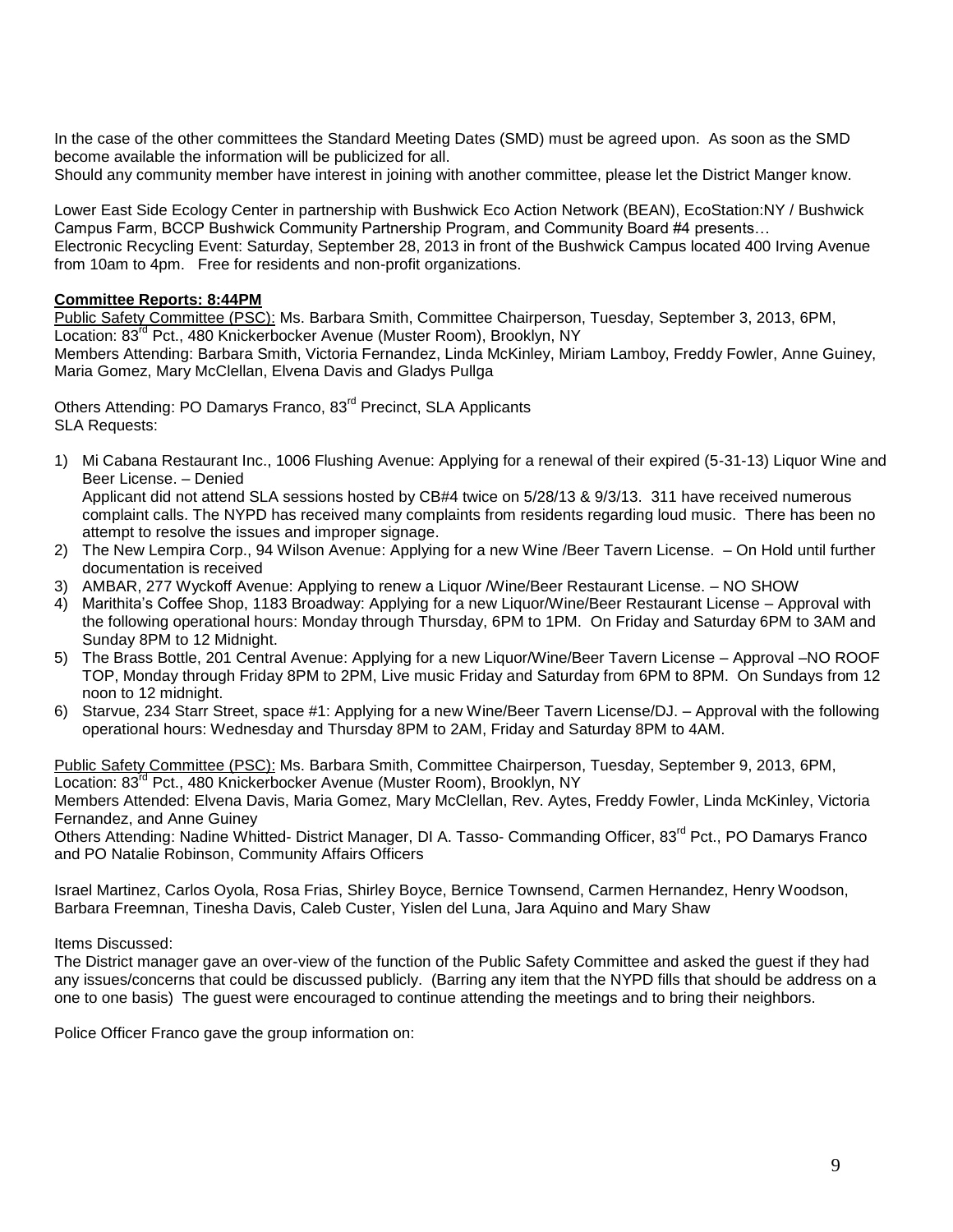In the case of the other committees the Standard Meeting Dates (SMD) must be agreed upon. As soon as the SMD become available the information will be publicized for all.
Should any community member have interest in joining with another committee, please let the District Manger know.

Lower East Side Ecology Center in partnership with Bushwick Eco Action Network (BEAN), EcoStation:NY / Bushwick Campus Farm, BCCP Bushwick Community Partnership Program, and Community Board #4 presents…
Electronic Recycling Event: Saturday, September 28, 2013 in front of the Bushwick Campus located 400 Irving Avenue from 10am to 4pm. Free for residents and non-profit organizations.

**Committee Reports: 8:44PM**

Public Safety Committee (PSC): Ms. Barbara Smith, Committee Chairperson, Tuesday, September 3, 2013, 6PM, Location: 83rd Pct., 480 Knickerbocker Avenue (Muster Room), Brooklyn, NY
Members Attending: Barbara Smith, Victoria Fernandez, Linda McKinley, Miriam Lamboy, Freddy Fowler, Anne Guiney, Maria Gomez, Mary McClellan, Elvena Davis and Gladys Pullga

Others Attending: PO Damarys Franco, 83rd Precinct, SLA Applicants
SLA Requests:

1) Mi Cabana Restaurant Inc., 1006 Flushing Avenue: Applying for a renewal of their expired (5-31-13) Liquor Wine and Beer License. – Denied
   Applicant did not attend SLA sessions hosted by CB#4 twice on 5/28/13 & 9/3/13. 311 have received numerous complaint calls. The NYPD has received many complaints from residents regarding loud music. There has been no attempt to resolve the issues and improper signage.
2) The New Lempira Corp., 94 Wilson Avenue: Applying for a new Wine /Beer Tavern License. – On Hold until further documentation is received
3) AMBAR, 277 Wyckoff Avenue: Applying to renew a Liquor /Wine/Beer Restaurant License. – NO SHOW
4) Marithita's Coffee Shop, 1183 Broadway: Applying for a new Liquor/Wine/Beer Restaurant License – Approval with the following operational hours: Monday through Thursday, 6PM to 1PM. On Friday and Saturday 6PM to 3AM and Sunday 8PM to 12 Midnight.
5) The Brass Bottle, 201 Central Avenue: Applying for a new Liquor/Wine/Beer Tavern License – Approval –NO ROOF TOP, Monday through Friday 8PM to 2PM, Live music Friday and Saturday from 6PM to 8PM. On Sundays from 12 noon to 12 midnight.
6) Starvue, 234 Starr Street, space #1: Applying for a new Wine/Beer Tavern License/DJ. – Approval with the following operational hours: Wednesday and Thursday 8PM to 2AM, Friday and Saturday 8PM to 4AM.

Public Safety Committee (PSC): Ms. Barbara Smith, Committee Chairperson, Tuesday, September 9, 2013, 6PM, Location: 83rd Pct., 480 Knickerbocker Avenue (Muster Room), Brooklyn, NY
Members Attended: Elvena Davis, Maria Gomez, Mary McClellan, Rev. Aytes, Freddy Fowler, Linda McKinley, Victoria Fernandez, and Anne Guiney
Others Attending: Nadine Whitted- District Manager, DI A. Tasso- Commanding Officer, 83rd Pct., PO Damarys Franco and PO Natalie Robinson, Community Affairs Officers

Israel Martinez, Carlos Oyola, Rosa Frias, Shirley Boyce, Bernice Townsend, Carmen Hernandez, Henry Woodson, Barbara Freemnan, Tinesha Davis, Caleb Custer, Yislen del Luna, Jara Aquino and Mary Shaw

Items Discussed:
The District manager gave an over-view of the function of the Public Safety Committee and asked the guest if they had any issues/concerns that could be discussed publicly. (Barring any item that the NYPD fills that should be address on a one to one basis) The guest were encouraged to continue attending the meetings and to bring their neighbors.

Police Officer Franco gave the group information on: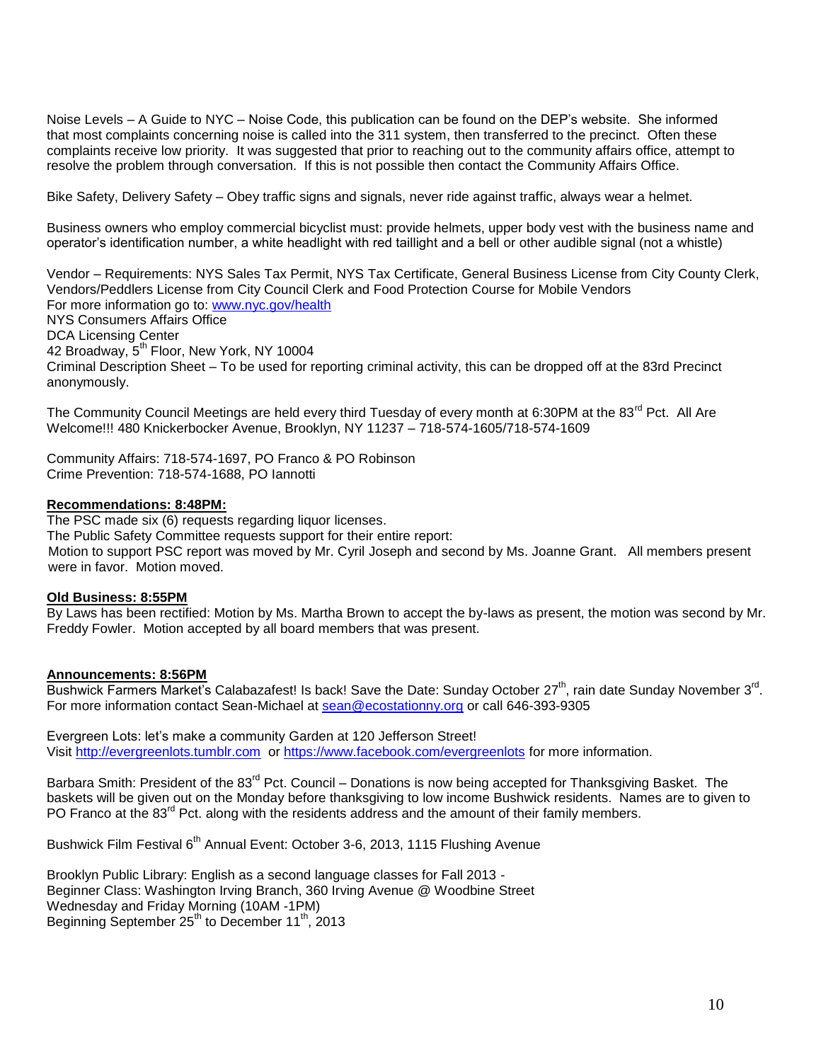Noise Levels – A Guide to NYC – Noise Code, this publication can be found on the DEP's website. She informed that most complaints concerning noise is called into the 311 system, then transferred to the precinct. Often these complaints receive low priority. It was suggested that prior to reaching out to the community affairs office, attempt to resolve the problem through conversation. If this is not possible then contact the Community Affairs Office.

Bike Safety, Delivery Safety – Obey traffic signs and signals, never ride against traffic, always wear a helmet.

Business owners who employ commercial bicyclist must: provide helmets, upper body vest with the business name and operator's identification number, a white headlight with red taillight and a bell or other audible signal (not a whistle)

Vendor – Requirements: NYS Sales Tax Permit, NYS Tax Certificate, General Business License from City County Clerk, Vendors/Peddlers License from City Council Clerk and Food Protection Course for Mobile Vendors
For more information go to: www.nyc.gov/health
NYS Consumers Affairs Office
DCA Licensing Center
42 Broadway, 5th Floor, New York, NY 10004
Criminal Description Sheet – To be used for reporting criminal activity, this can be dropped off at the 83rd Precinct anonymously.

The Community Council Meetings are held every third Tuesday of every month at 6:30PM at the 83rd Pct. All Are Welcome!!! 480 Knickerbocker Avenue, Brooklyn, NY 11237 – 718-574-1605/718-574-1609

Community Affairs: 718-574-1697, PO Franco & PO Robinson
Crime Prevention: 718-574-1688, PO Iannotti

**Recommendations: 8:48PM:**
The PSC made six (6) requests regarding liquor licenses.
The Public Safety Committee requests support for their entire report:
Motion to support PSC report was moved by Mr. Cyril Joseph and second by Ms. Joanne Grant. All members present were in favor. Motion moved.

**Old Business: 8:55PM**
By Laws has been rectified: Motion by Ms. Martha Brown to accept the by-laws as present, the motion was second by Mr. Freddy Fowler. Motion accepted by all board members that was present.

**Announcements: 8:56PM**
Bushwick Farmers Market's Calabazafest! Is back! Save the Date: Sunday October 27th, rain date Sunday November 3rd. For more information contact Sean-Michael at sean@ecostationny.org or call 646-393-9305

Evergreen Lots: let's make a community Garden at 120 Jefferson Street!
Visit http://evergreenlots.tumblr.com or https://www.facebook.com/evergreenlots for more information.

Barbara Smith: President of the 83rd Pct. Council – Donations is now being accepted for Thanksgiving Basket. The baskets will be given out on the Monday before thanksgiving to low income Bushwick residents. Names are to given to PO Franco at the 83rd Pct. along with the residents address and the amount of their family members.

Bushwick Film Festival 6th Annual Event: October 3-6, 2013, 1115 Flushing Avenue

Brooklyn Public Library: English as a second language classes for Fall 2013 -
Beginner Class: Washington Irving Branch, 360 Irving Avenue @ Woodbine Street
Wednesday and Friday Morning (10AM -1PM)
Beginning September 25th to December 11th, 2013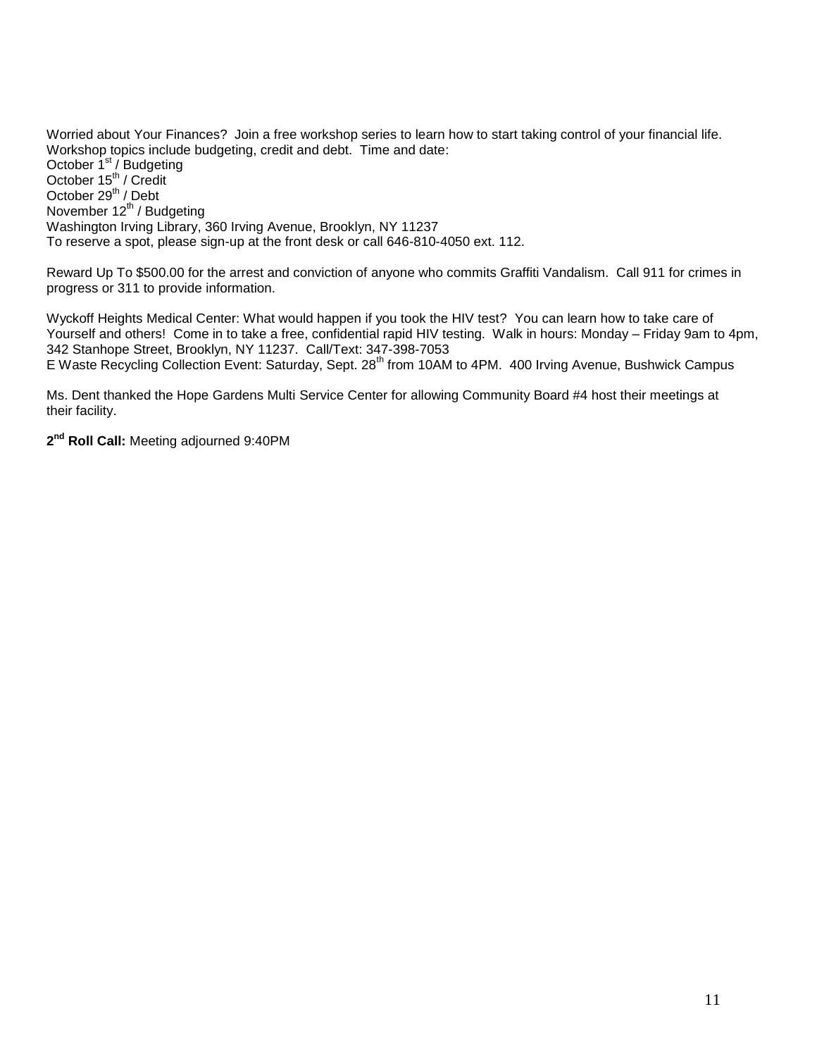Worried about Your Finances? Join a free workshop series to learn how to start taking control of your financial life. Workshop topics include budgeting, credit and debt. Time and date:
October 1st / Budgeting
October 15th / Credit
October 29th / Debt
November 12th / Budgeting
Washington Irving Library, 360 Irving Avenue, Brooklyn, NY 11237
To reserve a spot, please sign-up at the front desk or call 646-810-4050 ext. 112.

Reward Up To $500.00 for the arrest and conviction of anyone who commits Graffiti Vandalism. Call 911 for crimes in progress or 311 to provide information.

Wyckoff Heights Medical Center: What would happen if you took the HIV test? You can learn how to take care of Yourself and others! Come in to take a free, confidential rapid HIV testing. Walk in hours: Monday – Friday 9am to 4pm, 342 Stanhope Street, Brooklyn, NY 11237. Call/Text: 347-398-7053
E Waste Recycling Collection Event: Saturday, Sept. 28th from 10AM to 4PM. 400 Irving Avenue, Bushwick Campus

Ms. Dent thanked the Hope Gardens Multi Service Center for allowing Community Board #4 host their meetings at their facility.

**2nd Roll Call:** Meeting adjourned 9:40PM